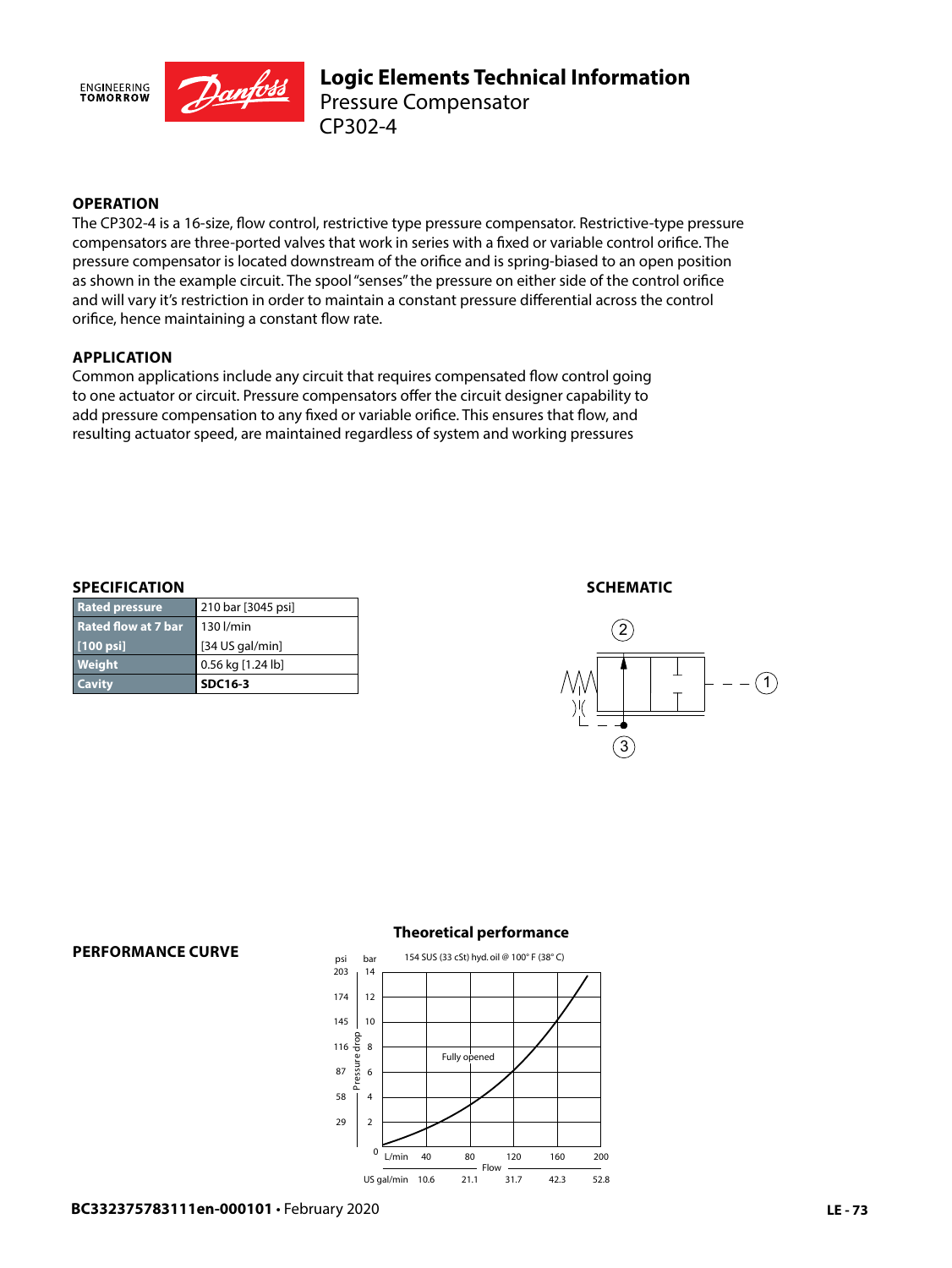# Logic Elements Technical Information

## Pressure Compensator

## CP302-4

### OPERATION

The CP302-4 is a 16-size, flow control, restrictive type pressure compensator. Restrictive-type pressure compensators are three-ported valves that work in series with a fixed or variable control orifice. The pressure compensator is located downstream of the orifice and is spring-biased to an open position as shown in the example circuit. The spool "senses" the pressure on either side of the control orifice and will vary it's restriction in order to maintain a constant pressure differential across the control orifice, hence maintaining a constant flow rate.

### APPLICATION

Common applications include any circuit that requires compensated flow control going to one actuator or circuit. Pressure compensators offer the circuit designer capability to add pressure compensation to any fixed or variable orifice. This ensures that flow, and resulting actuator speed, are maintained regardless of system and working pressures

### SPECIFICATION

| | |
|---|---|
| **Rated pressure** | 210 bar [3045 psi] |
| **Rated flow at 7 bar [100 psi]** | 130 l/min [34 US gal/min] |
| **Weight** | 0.56 kg [1.24 lb] |
| **Cavity** | **SDC16-3** |

### SCHEMATIC

### PERFORMANCE CURVE

**Theoretical performance**

154 SUS (33 cSt) hyd. oil @ 100° F (38° C)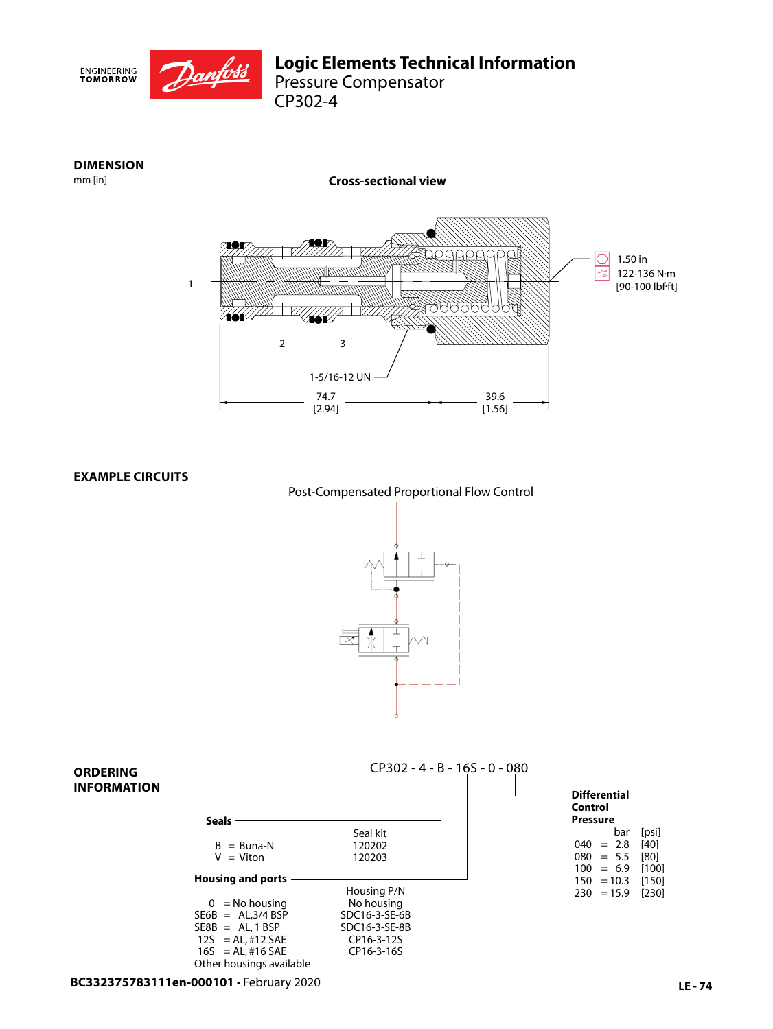# Logic Elements Technical Information
## Pressure Compensator
## CP302-4

### DIMENSION

mm [in]

**Cross-sectional view**

1

2

3

1-5/16-12 UN

74.7
[2.94]

39.6
[1.56]

1.50 in

122-136 N·m
[90-100 lbf·ft]

### EXAMPLE CIRCUITS

Post-Compensated Proportional Flow Control

### ORDERING INFORMATION

CP302 - 4 - B - 16S - 0 - 080

**Seals**

| | | Seal kit |
|---|---|---|
| B | = Buna-N | 120202 |
| V | = Viton | 120203 |

**Housing and ports**

| | | Housing P/N |
|---|---|---|
| 0 | = No housing | No housing |
| SE6B | = AL, 3/4 BSP | SDC16-3-SE-6B |
| SE8B | = AL, 1 BSP | SDC16-3-SE-8B |
| 12S | = AL, #12 SAE | CP16-3-12S |
| 16S | = AL, #16 SAE | CP16-3-16S |

Other housings available

**Differential Control Pressure**

| | bar | [psi] |
|---|---|---|
| 040 | = 2.8 | [40] |
| 080 | = 5.5 | [80] |
| 100 | = 6.9 | [100] |
| 150 | = 10.3 | [150] |
| 230 | = 15.9 | [230] |

**BC332375783111en-000101** • February 2020